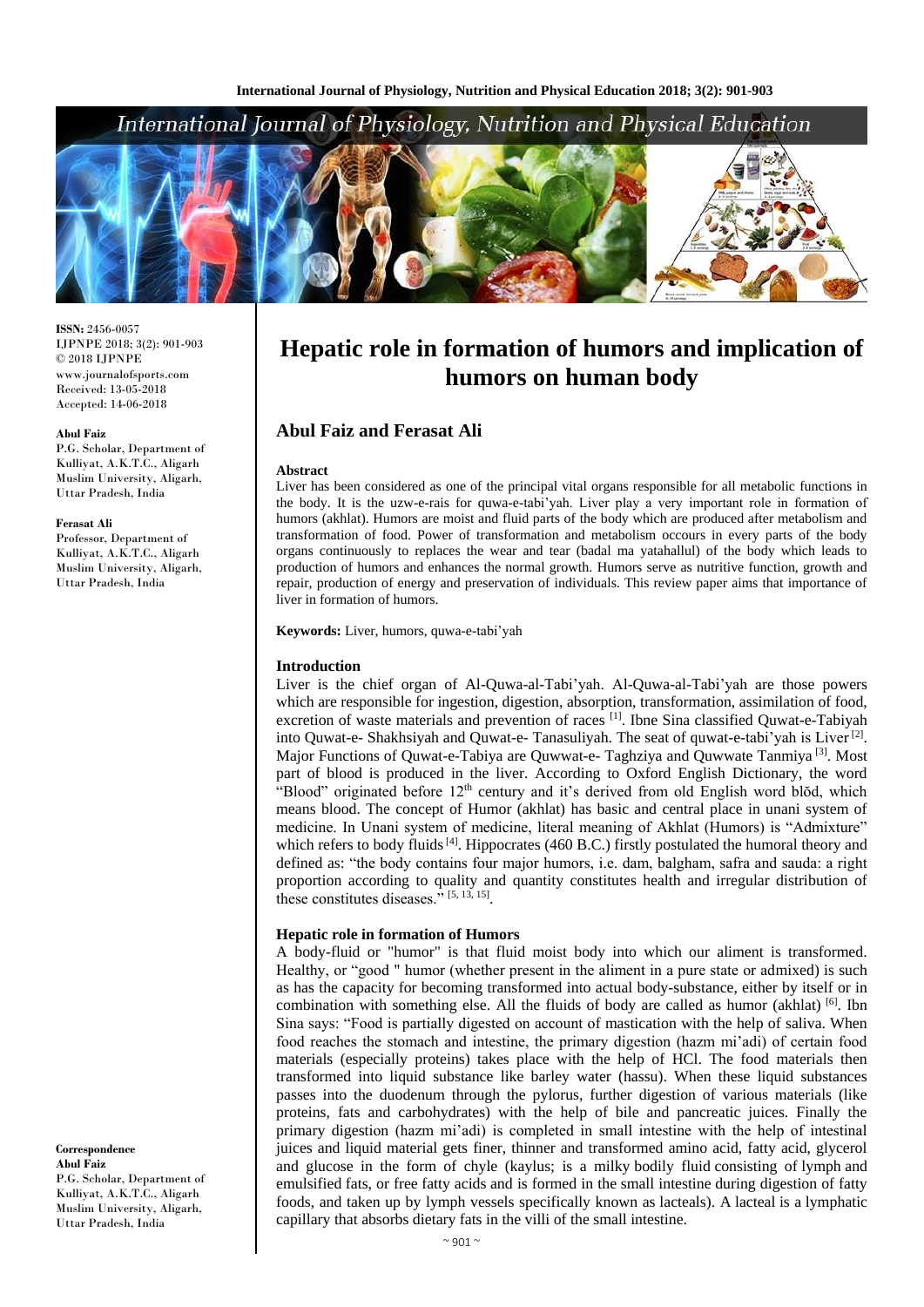**ISSN:** 2456-0057
IJPNPE 2018; 3(2): 901-903
© 2018 IJPNPE
www.journalofsports.com
Received: 13-05-2018
Accepted: 14-06-2018

**Abul Faiz**
P.G. Scholar, Department of Kulliyat, A.K.T.C., Aligarh Muslim University, Aligarh, Uttar Pradesh, India

**Ferasat Ali**
Professor, Department of Kulliyat, A.K.T.C., Aligarh Muslim University, Aligarh, Uttar Pradesh, India

**Correspondence**
**Abul Faiz**
P.G. Scholar, Department of Kulliyat, A.K.T.C., Aligarh Muslim University, Aligarh, Uttar Pradesh, India

# Hepatic role in formation of humors and implication of humors on human body

## Abul Faiz and Ferasat Ali

### Abstract

Liver has been considered as one of the principal vital organs responsible for all metabolic functions in the body. It is the uzw-e-rais for quwa-e-tabi'yah. Liver play a very important role in formation of humors (akhlat). Humors are moist and fluid parts of the body which are produced after metabolism and transformation of food. Power of transformation and metabolism occours in every parts of the body organs continuously to replaces the wear and tear (badal ma yatahallul) of the body which leads to production of humors and enhances the normal growth. Humors serve as nutritive function, growth and repair, production of energy and preservation of individuals. This review paper aims that importance of liver in formation of humors.

**Keywords:** Liver, humors, quwa-e-tabi'yah

### Introduction

Liver is the chief organ of Al-Quwa-al-Tabi'yah. Al-Quwa-al-Tabi'yah are those powers which are responsible for ingestion, digestion, absorption, transformation, assimilation of food, excretion of waste materials and prevention of races [1]. Ibne Sina classified Quwat-e-Tabiyah into Quwat-e- Shakhsiyah and Quwat-e- Tanasuliyah. The seat of quwat-e-tabi'yah is Liver [2]. Major Functions of Quwat-e-Tabiya are Quwwat-e- Taghziya and Quwwate Tanmiya [3]. Most part of blood is produced in the liver. According to Oxford English Dictionary, the word "Blood" originated before 12th century and it's derived from old English word blŏd, which means blood. The concept of Humor (akhlat) has basic and central place in unani system of medicine. In Unani system of medicine, literal meaning of Akhlat (Humors) is "Admixture" which refers to body fluids [4]. Hippocrates (460 B.C.) firstly postulated the humoral theory and defined as: "the body contains four major humors, i.e. dam, balgham, safra and sauda: a right proportion according to quality and quantity constitutes health and irregular distribution of these constitutes diseases." [5, 13, 15].

### Hepatic role in formation of Humors

A body-fluid or "humor" is that fluid moist body into which our aliment is transformed. Healthy, or "good " humor (whether present in the aliment in a pure state or admixed) is such as has the capacity for becoming transformed into actual body-substance, either by itself or in combination with something else. All the fluids of body are called as humor (akhlat) [6]. Ibn Sina says: "Food is partially digested on account of mastication with the help of saliva. When food reaches the stomach and intestine, the primary digestion (hazm mi'adi) of certain food materials (especially proteins) takes place with the help of HCl. The food materials then transformed into liquid substance like barley water (hassu). When these liquid substances passes into the duodenum through the pylorus, further digestion of various materials (like proteins, fats and carbohydrates) with the help of bile and pancreatic juices. Finally the primary digestion (hazm mi'adi) is completed in small intestine with the help of intestinal juices and liquid material get finer, thinner and transformed amino acid, fatty acid, glycerol and glucose in the form of chyle (kaylus; is a milky bodily fluid consisting of lymph and emulsified fats, or free fatty acids and is formed in the small intestine during digestion of fatty foods, and taken up by lymph vessels specifically known as lacteals). A lacteal is a lymphatic capillary that absorbs dietary fats in the villi of the small intestine.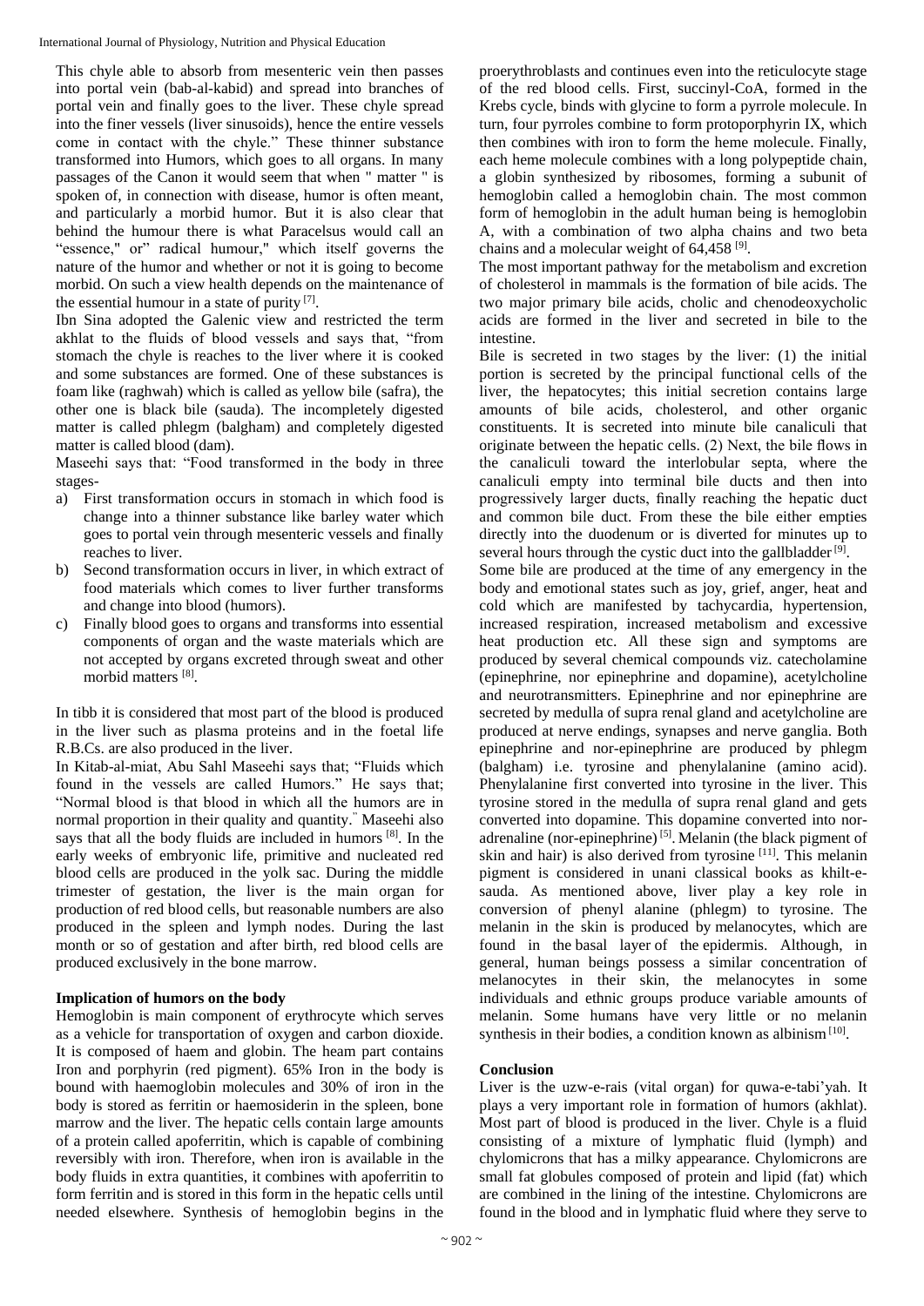This chyle able to absorb from mesenteric vein then passes into portal vein (bab-al-kabid) and spread into branches of portal vein and finally goes to the liver. These chyle spread into the finer vessels (liver sinusoids), hence the entire vessels come in contact with the chyle." These thinner substance transformed into Humors, which goes to all organs. In many passages of the Canon it would seem that when " matter " is spoken of, in connection with disease, humor is often meant, and particularly a morbid humor. But it is also clear that behind the humour there is what Paracelsus would call an "essence," or" radical humour," which itself governs the nature of the humor and whether or not it is going to become morbid. On such a view health depends on the maintenance of the essential humour in a state of purity [7].

Ibn Sina adopted the Galenic view and restricted the term akhlat to the fluids of blood vessels and says that, "from stomach the chyle is reaches to the liver where it is cooked and some substances are formed. One of these substances is foam like (raghwah) which is called as yellow bile (safra), the other one is black bile (sauda). The incompletely digested matter is called phlegm (balgham) and completely digested matter is called blood (dam).

Maseehi says that: "Food transformed in the body in three stages-

a) First transformation occurs in stomach in which food is change into a thinner substance like barley water which goes to portal vein through mesenteric vessels and finally reaches to liver.
b) Second transformation occurs in liver, in which extract of food materials which comes to liver further transforms and change into blood (humors).
c) Finally blood goes to organs and transforms into essential components of organ and the waste materials which are not accepted by organs excreted through sweat and other morbid matters [8].

In tibb it is considered that most part of the blood is produced in the liver such as plasma proteins and in the foetal life R.B.Cs. are also produced in the liver.

In Kitab-al-miat, Abu Sahl Maseehi says that; "Fluids which found in the vessels are called Humors." He says that; "Normal blood is that blood in which all the humors are in normal proportion in their quality and quantity." Maseehi also says that all the body fluids are included in humors [8]. In the early weeks of embryonic life, primitive and nucleated red blood cells are produced in the yolk sac. During the middle trimester of gestation, the liver is the main organ for production of red blood cells, but reasonable numbers are also produced in the spleen and lymph nodes. During the last month or so of gestation and after birth, red blood cells are produced exclusively in the bone marrow.

**Implication of humors on the body**

Hemoglobin is main component of erythrocyte which serves as a vehicle for transportation of oxygen and carbon dioxide. It is composed of haem and globin. The heam part contains Iron and porphyrin (red pigment). 65% Iron in the body is bound with haemoglobin molecules and 30% of iron in the body is stored as ferritin or haemosiderin in the spleen, bone marrow and the liver. The hepatic cells contain large amounts of a protein called apoferritin, which is capable of combining reversibly with iron. Therefore, when iron is available in the body fluids in extra quantities, it combines with apoferritin to form ferritin and is stored in this form in the hepatic cells until needed elsewhere. Synthesis of hemoglobin begins in the proerythroblasts and continues even into the reticulocyte stage of the red blood cells. First, succinyl-CoA, formed in the Krebs cycle, binds with glycine to form a pyrrole molecule. In turn, four pyrroles combine to form protoporphyrin IX, which then combines with iron to form the heme molecule. Finally, each heme molecule combines with a long polypeptide chain, a globin synthesized by ribosomes, forming a subunit of hemoglobin called a hemoglobin chain. The most common form of hemoglobin in the adult human being is hemoglobin A, with a combination of two alpha chains and two beta chains and a molecular weight of 64,458 [9].

The most important pathway for the metabolism and excretion of cholesterol in mammals is the formation of bile acids. The two major primary bile acids, cholic and chenodeoxycholic acids are formed in the liver and secreted in bile to the intestine.

Bile is secreted in two stages by the liver: (1) the initial portion is secreted by the principal functional cells of the liver, the hepatocytes; this initial secretion contains large amounts of bile acids, cholesterol, and other organic constituents. It is secreted into minute bile canaliculi that originate between the hepatic cells. (2) Next, the bile flows in the canaliculi toward the interlobular septa, where the canaliculi empty into terminal bile ducts and then into progressively larger ducts, finally reaching the hepatic duct and common bile duct. From these the bile either empties directly into the duodenum or is diverted for minutes up to several hours through the cystic duct into the gallbladder [9].

Some bile are produced at the time of any emergency in the body and emotional states such as joy, grief, anger, heat and cold which are manifested by tachycardia, hypertension, increased respiration, increased metabolism and excessive heat production etc. All these sign and symptoms are produced by several chemical compounds viz. catecholamine (epinephrine, nor epinephrine and dopamine), acetylcholine and neurotransmitters. Epinephrine and nor epinephrine are secreted by medulla of supra renal gland and acetylcholine are produced at nerve endings, synapses and nerve ganglia. Both epinephrine and nor-epinephrine are produced by phlegm (balgham) i.e. tyrosine and phenylalanine (amino acid). Phenylalanine first converted into tyrosine in the liver. This tyrosine stored in the medulla of supra renal gland and gets converted into dopamine. This dopamine converted into nor-adrenaline (nor-epinephrine) [5]. Melanin (the black pigment of skin and hair) is also derived from tyrosine [11]. This melanin pigment is considered in unani classical books as khilt-e-sauda. As mentioned above, liver play a key role in conversion of phenyl alanine (phlegm) to tyrosine. The melanin in the skin is produced by melanocytes, which are found in the basal layer of the epidermis. Although, in general, human beings possess a similar concentration of melanocytes in their skin, the melanocytes in some individuals and ethnic groups produce variable amounts of melanin. Some humans have very little or no melanin synthesis in their bodies, a condition known as albinism [10].

**Conclusion**

Liver is the uzw-e-rais (vital organ) for quwa-e-tabi'yah. It plays a very important role in formation of humors (akhlat). Most part of blood is produced in the liver. Chyle is a fluid consisting of a mixture of lymphatic fluid (lymph) and chylomicrons that has a milky appearance. Chylomicrons are small fat globules composed of protein and lipid (fat) which are combined in the lining of the intestine. Chylomicrons are found in the blood and in lymphatic fluid where they serve to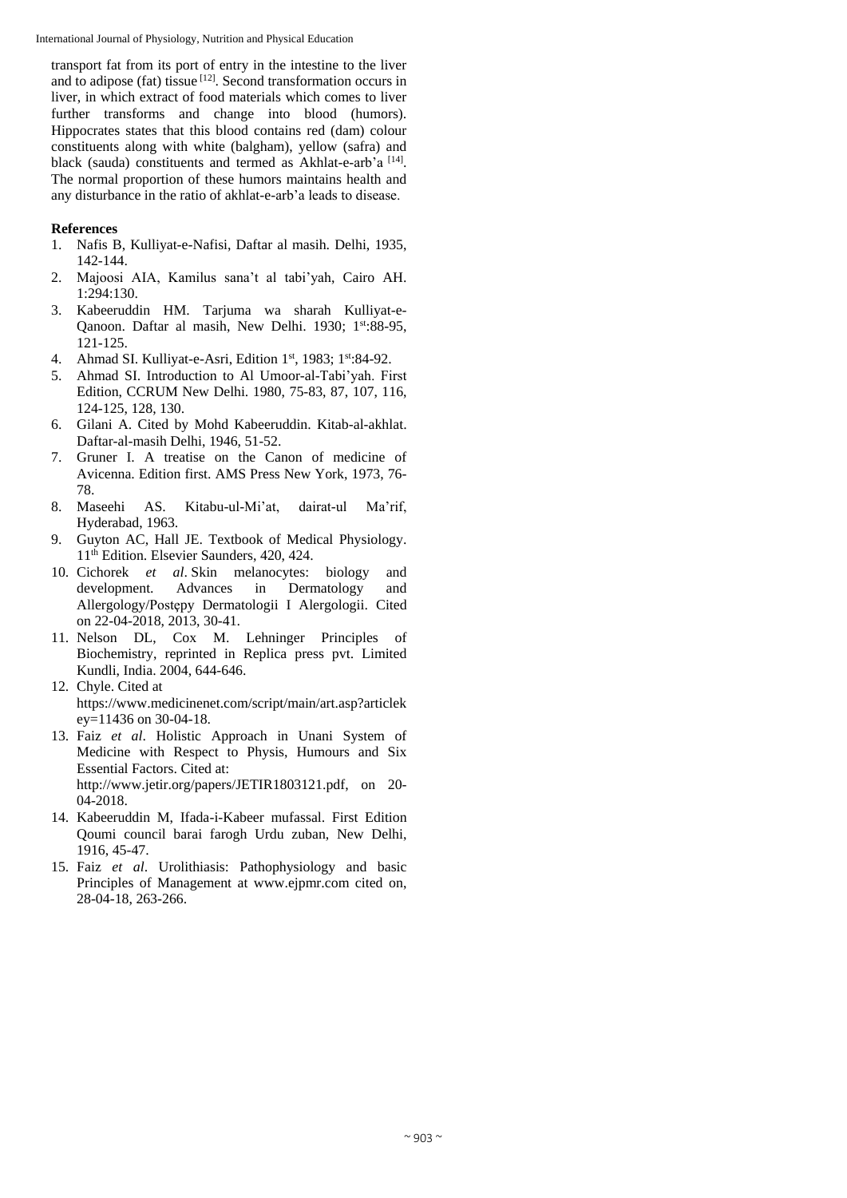transport fat from its port of entry in the intestine to the liver and to adipose (fat) tissue [12]. Second transformation occurs in liver, in which extract of food materials which comes to liver further transforms and change into blood (humors). Hippocrates states that this blood contains red (dam) colour constituents along with white (balgham), yellow (safra) and black (sauda) constituents and termed as Akhlat-e-arb'a [14]. The normal proportion of these humors maintains health and any disturbance in the ratio of akhlat-e-arb'a leads to disease.

**References**

1. Nafis B, Kulliyat-e-Nafisi, Daftar al masih. Delhi, 1935, 142-144.
2. Majoosi AIA, Kamilus sana't al tabi'yah, Cairo AH. 1:294:130.
3. Kabeeruddin HM. Tarjuma wa sharah Kulliyat-e-Qanoon. Daftar al masih, New Delhi. 1930; 1st:88-95, 121-125.
4. Ahmad SI. Kulliyat-e-Asri, Edition 1st, 1983; 1st:84-92.
5. Ahmad SI. Introduction to Al Umoor-al-Tabi'yah. First Edition, CCRUM New Delhi. 1980, 75-83, 87, 107, 116, 124-125, 128, 130.
6. Gilani A. Cited by Mohd Kabeeruddin. Kitab-al-akhlat. Daftar-al-masih Delhi, 1946, 51-52.
7. Gruner I. A treatise on the Canon of medicine of Avicenna. Edition first. AMS Press New York, 1973, 76-78.
8. Maseehi AS. Kitabu-ul-Mi'at, dairat-ul Ma'rif, Hyderabad, 1963.
9. Guyton AC, Hall JE. Textbook of Medical Physiology. 11th Edition. Elsevier Saunders, 420, 424.
10. Cichorek *et al*. Skin melanocytes: biology and development. Advances in Dermatology and Allergology/Postępy Dermatologii I Alergologii. Cited on 22-04-2018, 2013, 30-41.
11. Nelson DL, Cox M. Lehninger Principles of Biochemistry, reprinted in Replica press pvt. Limited Kundli, India. 2004, 644-646.
12. Chyle. Cited at https://www.medicinenet.com/script/main/art.asp?articlekey=11436 on 30-04-18.
13. Faiz *et al*. Holistic Approach in Unani System of Medicine with Respect to Physis, Humours and Six Essential Factors. Cited at: http://www.jetir.org/papers/JETIR1803121.pdf, on 20-04-2018.
14. Kabeeruddin M, Ifada-i-Kabeer mufassal. First Edition Qoumi council barai farogh Urdu zuban, New Delhi, 1916, 45-47.
15. Faiz *et al*. Urolithiasis: Pathophysiology and basic Principles of Management at www.ejpmr.com cited on, 28-04-18, 263-266.